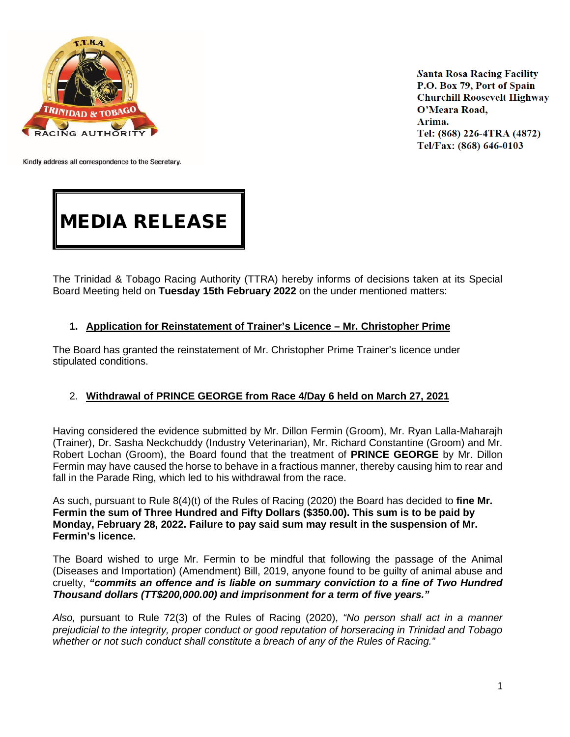Santa Rosa Racing Facility
P.O. Box 79, Port of Spain
Churchill Roosevelt Highway
O'Meara Road,
Arima.
Tel: (868) 226-4TRA (4872)
Tel/Fax: (868) 646-0103

Kindly address all correspondence to the Secretary.

# MEDIA RELEASE

The Trinidad & Tobago Racing Authority (TTRA) hereby informs of decisions taken at its Special Board Meeting held on **Tuesday 15th February 2022** on the under mentioned matters:

1. **Application for Reinstatement of Trainer's Licence – Mr. Christopher Prime**

The Board has granted the reinstatement of Mr. Christopher Prime Trainer's licence under stipulated conditions.

2. **Withdrawal of PRINCE GEORGE from Race 4/Day 6 held on March 27, 2021**

Having considered the evidence submitted by Mr. Dillon Fermin (Groom), Mr. Ryan Lalla-Maharajh (Trainer), Dr. Sasha Neckchuddy (Industry Veterinarian), Mr. Richard Constantine (Groom) and Mr. Robert Lochan (Groom), the Board found that the treatment of **PRINCE GEORGE** by Mr. Dillon Fermin may have caused the horse to behave in a fractious manner, thereby causing him to rear and fall in the Parade Ring, which led to his withdrawal from the race.

As such, pursuant to Rule 8(4)(t) of the Rules of Racing (2020) the Board has decided to **fine Mr. Fermin the sum of Three Hundred and Fifty Dollars ($350.00). This sum is to be paid by Monday, February 28, 2022. Failure to pay said sum may result in the suspension of Mr. Fermin's licence.**

The Board wished to urge Mr. Fermin to be mindful that following the passage of the Animal (Diseases and Importation) (Amendment) Bill, 2019, anyone found to be guilty of animal abuse and cruelty, ***"commits an offence and is liable on summary conviction to a fine of Two Hundred Thousand dollars (TT$200,000.00) and imprisonment for a term of five years."***

*Also,* pursuant to Rule 72(3) of the Rules of Racing (2020), *"No person shall act in a manner prejudicial to the integrity, proper conduct or good reputation of horseracing in Trinidad and Tobago whether or not such conduct shall constitute a breach of any of the Rules of Racing."*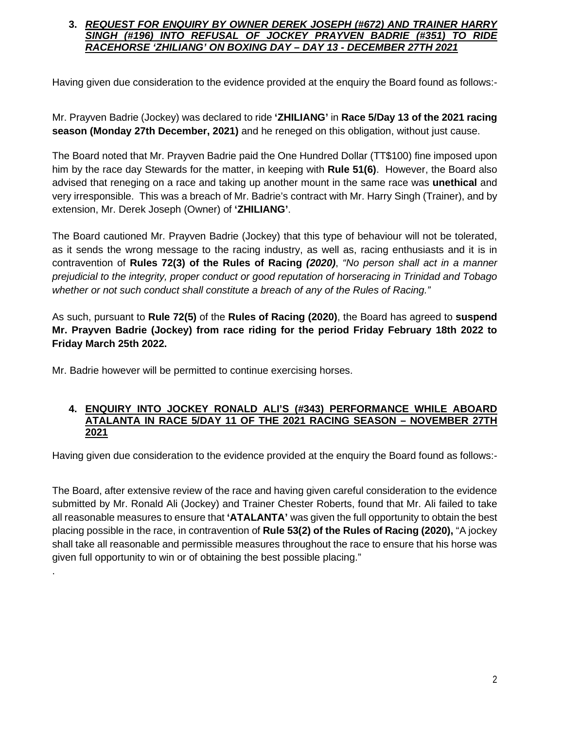### 3. ***REQUEST FOR ENQUIRY BY OWNER DEREK JOSEPH (#672) AND TRAINER HARRY SINGH (#196) INTO REFUSAL OF JOCKEY PRAYVEN BADRIE (#351) TO RIDE RACEHORSE 'ZHILIANG' ON BOXING DAY – DAY 13 - DECEMBER 27TH 2021***

Having given due consideration to the evidence provided at the enquiry the Board found as follows:-

Mr. Prayven Badrie (Jockey) was declared to ride **'ZHILIANG'** in **Race 5/Day 13 of the 2021 racing season (Monday 27th December, 2021)** and he reneged on this obligation, without just cause.

The Board noted that Mr. Prayven Badrie paid the One Hundred Dollar (TT$100) fine imposed upon him by the race day Stewards for the matter, in keeping with **Rule 51(6)**. However, the Board also advised that reneging on a race and taking up another mount in the same race was **unethical** and very irresponsible. This was a breach of Mr. Badrie's contract with Mr. Harry Singh (Trainer), and by extension, Mr. Derek Joseph (Owner) of **'ZHILIANG'**.

The Board cautioned Mr. Prayven Badrie (Jockey) that this type of behaviour will not be tolerated, as it sends the wrong message to the racing industry, as well as, racing enthusiasts and it is in contravention of **Rules 72(3) of the Rules of Racing *(2020)***, *"No person shall act in a manner prejudicial to the integrity, proper conduct or good reputation of horseracing in Trinidad and Tobago whether or not such conduct shall constitute a breach of any of the Rules of Racing."*

As such, pursuant to **Rule 72(5)** of the **Rules of Racing (2020)**, the Board has agreed to **suspend Mr. Prayven Badrie (Jockey) from race riding for the period Friday February 18th 2022 to Friday March 25th 2022.**

Mr. Badrie however will be permitted to continue exercising horses.

### 4. **ENQUIRY INTO JOCKEY RONALD ALI'S (#343) PERFORMANCE WHILE ABOARD ATALANTA IN RACE 5/DAY 11 OF THE 2021 RACING SEASON – NOVEMBER 27TH 2021**

Having given due consideration to the evidence provided at the enquiry the Board found as follows:-

The Board, after extensive review of the race and having given careful consideration to the evidence submitted by Mr. Ronald Ali (Jockey) and Trainer Chester Roberts, found that Mr. Ali failed to take all reasonable measures to ensure that **'ATALANTA'** was given the full opportunity to obtain the best placing possible in the race, in contravention of **Rule 53(2) of the Rules of Racing (2020),** "A jockey shall take all reasonable and permissible measures throughout the race to ensure that his horse was given full opportunity to win or of obtaining the best possible placing."

.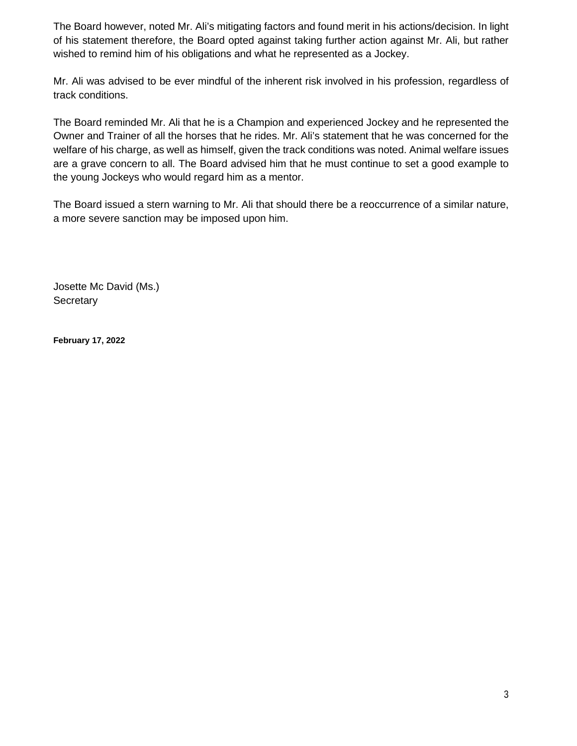The Board however, noted Mr. Ali's mitigating factors and found merit in his actions/decision. In light of his statement therefore, the Board opted against taking further action against Mr. Ali, but rather wished to remind him of his obligations and what he represented as a Jockey.

Mr. Ali was advised to be ever mindful of the inherent risk involved in his profession, regardless of track conditions.

The Board reminded Mr. Ali that he is a Champion and experienced Jockey and he represented the Owner and Trainer of all the horses that he rides. Mr. Ali's statement that he was concerned for the welfare of his charge, as well as himself, given the track conditions was noted. Animal welfare issues are a grave concern to all. The Board advised him that he must continue to set a good example to the young Jockeys who would regard him as a mentor.

The Board issued a stern warning to Mr. Ali that should there be a reoccurrence of a similar nature, a more severe sanction may be imposed upon him.

Josette Mc David (Ms.)
Secretary

**February 17, 2022**